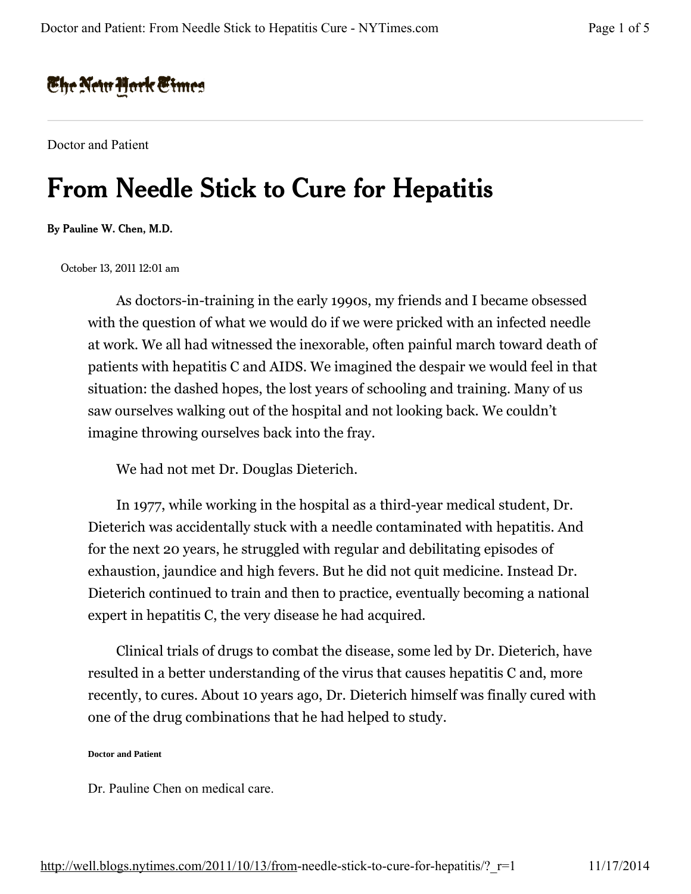The New York Times

Doctor and Patient

# From Needle Stick to Cure for Hepatitis

**By Pauline W. Chen, M.D.**

October 13, 2011 12:01 am

As doctors-in-training in the early 1990s, my friends and I became obsessed with the question of what we would do if we were pricked with an infected needle at work. We all had witnessed the inexorable, often painful march toward death of patients with hepatitis C and AIDS. We imagined the despair we would feel in that situation: the dashed hopes, the lost years of schooling and training. Many of us saw ourselves walking out of the hospital and not looking back. We couldn't imagine throwing ourselves back into the fray.

We had not met Dr. Douglas Dieterich.

In 1977, while working in the hospital as a third-year medical student, Dr. Dieterich was accidentally stuck with a needle contaminated with hepatitis. And for the next 20 years, he struggled with regular and debilitating episodes of exhaustion, jaundice and high fevers. But he did not quit medicine. Instead Dr. Dieterich continued to train and then to practice, eventually becoming a national expert in hepatitis C, the very disease he had acquired.

Clinical trials of drugs to combat the disease, some led by Dr. Dieterich, have resulted in a better understanding of the virus that causes hepatitis C and, more recently, to cures. About 10 years ago, Dr. Dieterich himself was finally cured with one of the drug combinations that he had helped to study.

**Doctor and Patient**

Dr. Pauline Chen on medical care.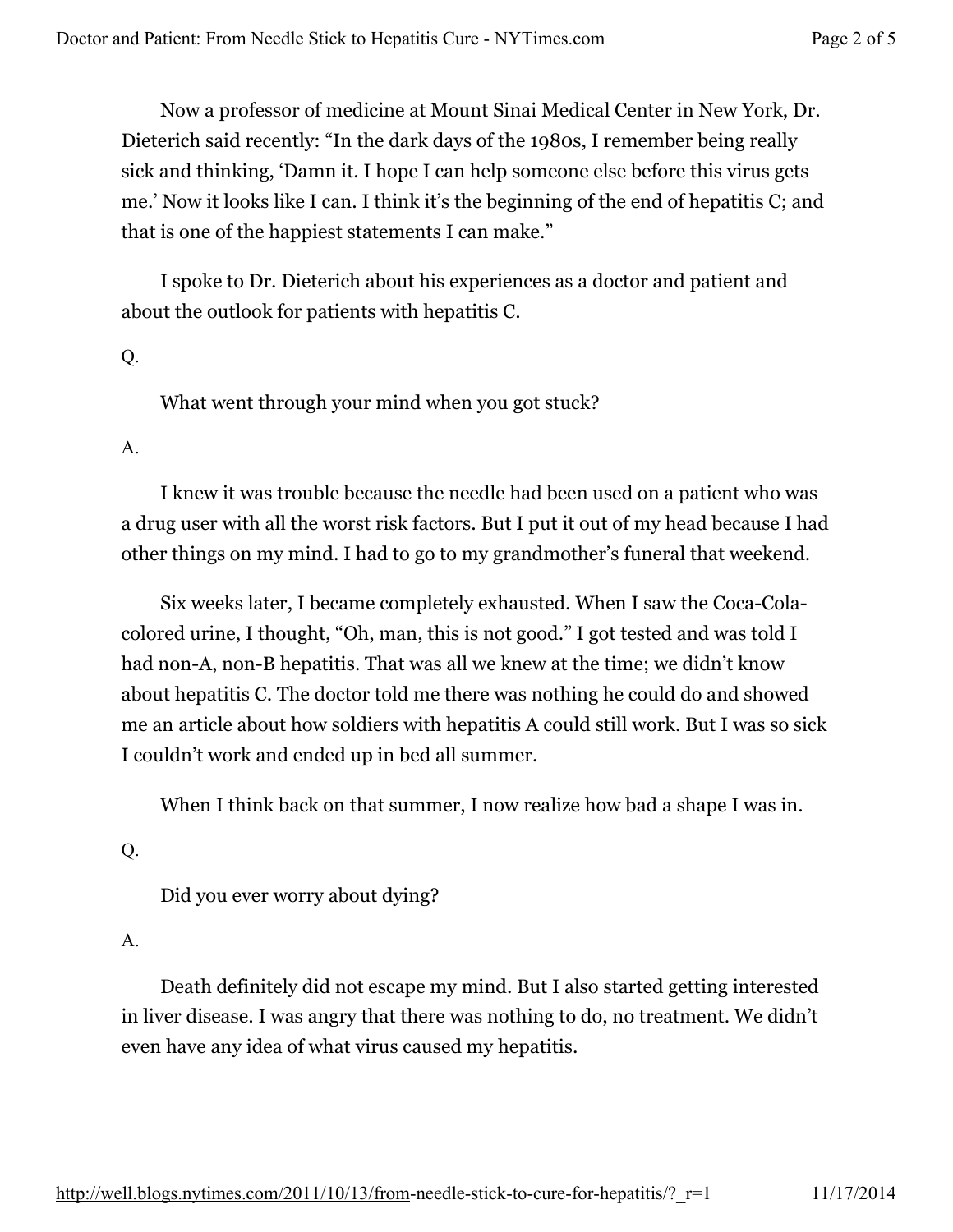Now a professor of medicine at Mount Sinai Medical Center in New York, Dr. Dieterich said recently: "In the dark days of the 1980s, I remember being really sick and thinking, 'Damn it. I hope I can help someone else before this virus gets me.' Now it looks like I can. I think it's the beginning of the end of hepatitis C; and that is one of the happiest statements I can make."

I spoke to Dr. Dieterich about his experiences as a doctor and patient and about the outlook for patients with hepatitis C.

Q.

What went through your mind when you got stuck?

A.

I knew it was trouble because the needle had been used on a patient who was a drug user with all the worst risk factors. But I put it out of my head because I had other things on my mind. I had to go to my grandmother's funeral that weekend.

Six weeks later, I became completely exhausted. When I saw the Coca-Cola-colored urine, I thought, "Oh, man, this is not good." I got tested and was told I had non-A, non-B hepatitis. That was all we knew at the time; we didn't know about hepatitis C. The doctor told me there was nothing he could do and showed me an article about how soldiers with hepatitis A could still work. But I was so sick I couldn't work and ended up in bed all summer.

When I think back on that summer, I now realize how bad a shape I was in.

Q.

Did you ever worry about dying?

A.

Death definitely did not escape my mind. But I also started getting interested in liver disease. I was angry that there was nothing to do, no treatment. We didn't even have any idea of what virus caused my hepatitis.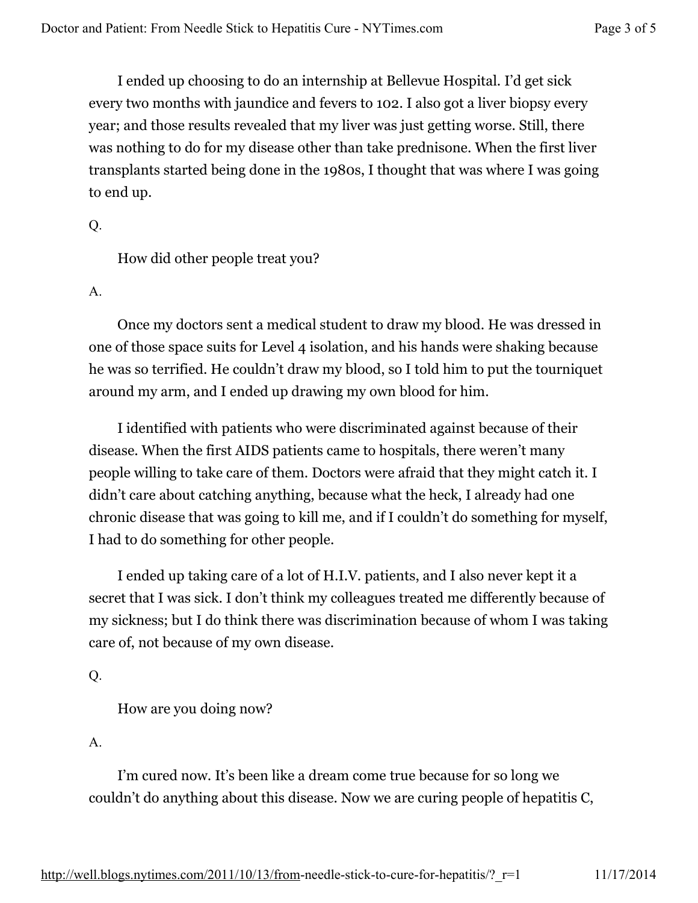I ended up choosing to do an internship at Bellevue Hospital. I'd get sick every two months with jaundice and fevers to 102. I also got a liver biopsy every year; and those results revealed that my liver was just getting worse. Still, there was nothing to do for my disease other than take prednisone. When the first liver transplants started being done in the 1980s, I thought that was where I was going to end up.

Q.

How did other people treat you?

A.

Once my doctors sent a medical student to draw my blood. He was dressed in one of those space suits for Level 4 isolation, and his hands were shaking because he was so terrified. He couldn't draw my blood, so I told him to put the tourniquet around my arm, and I ended up drawing my own blood for him.

I identified with patients who were discriminated against because of their disease. When the first AIDS patients came to hospitals, there weren't many people willing to take care of them. Doctors were afraid that they might catch it. I didn't care about catching anything, because what the heck, I already had one chronic disease that was going to kill me, and if I couldn't do something for myself, I had to do something for other people.

I ended up taking care of a lot of H.I.V. patients, and I also never kept it a secret that I was sick. I don't think my colleagues treated me differently because of my sickness; but I do think there was discrimination because of whom I was taking care of, not because of my own disease.

Q.

How are you doing now?

A.

I'm cured now. It's been like a dream come true because for so long we couldn't do anything about this disease. Now we are curing people of hepatitis C,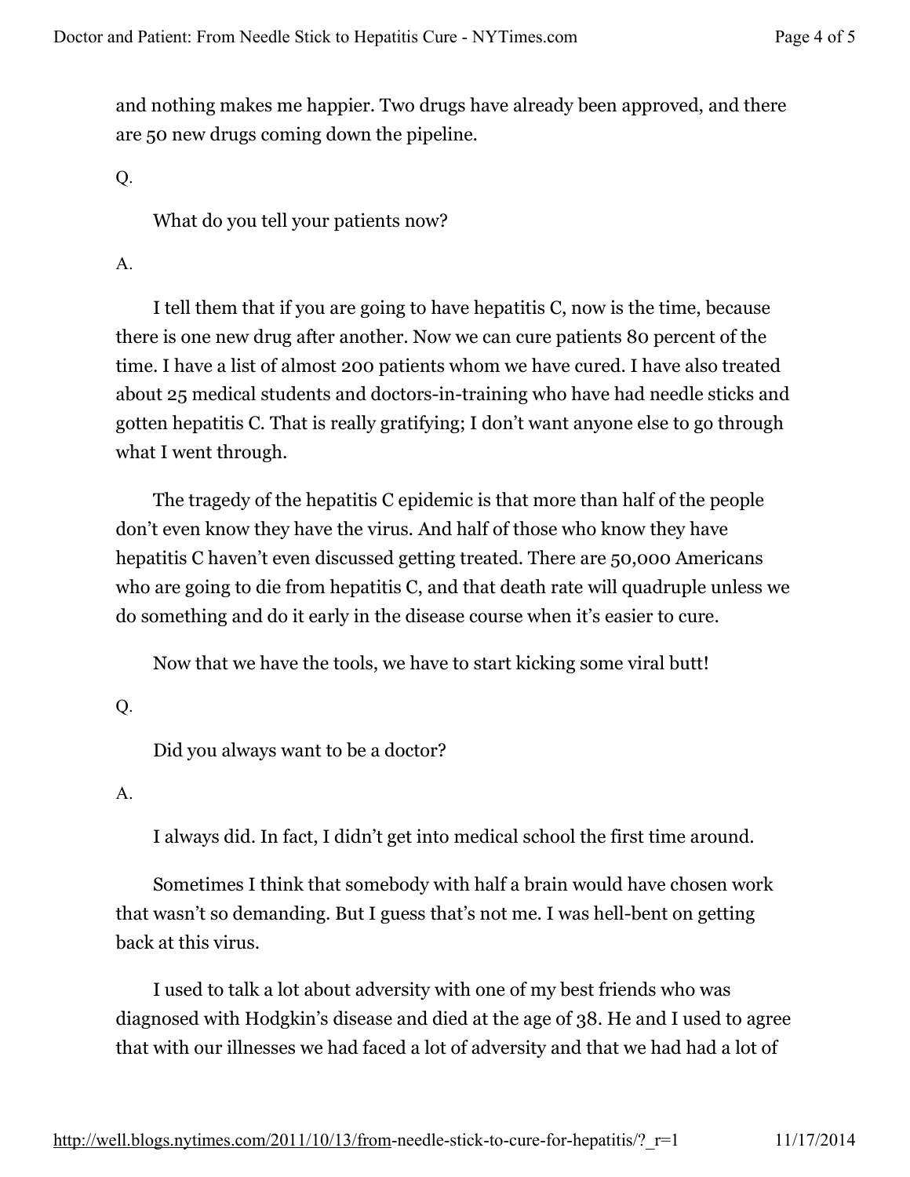and nothing makes me happier. Two drugs have already been approved, and there are 50 new drugs coming down the pipeline.

Q.

What do you tell your patients now?

A.

I tell them that if you are going to have hepatitis C, now is the time, because there is one new drug after another. Now we can cure patients 80 percent of the time. I have a list of almost 200 patients whom we have cured. I have also treated about 25 medical students and doctors-in-training who have had needle sticks and gotten hepatitis C. That is really gratifying; I don't want anyone else to go through what I went through.

The tragedy of the hepatitis C epidemic is that more than half of the people don't even know they have the virus. And half of those who know they have hepatitis C haven't even discussed getting treated. There are 50,000 Americans who are going to die from hepatitis C, and that death rate will quadruple unless we do something and do it early in the disease course when it's easier to cure.

Now that we have the tools, we have to start kicking some viral butt!

Q.

Did you always want to be a doctor?

A.

I always did. In fact, I didn't get into medical school the first time around.

Sometimes I think that somebody with half a brain would have chosen work that wasn't so demanding. But I guess that's not me. I was hell-bent on getting back at this virus.

I used to talk a lot about adversity with one of my best friends who was diagnosed with Hodgkin's disease and died at the age of 38. He and I used to agree that with our illnesses we had faced a lot of adversity and that we had had a lot of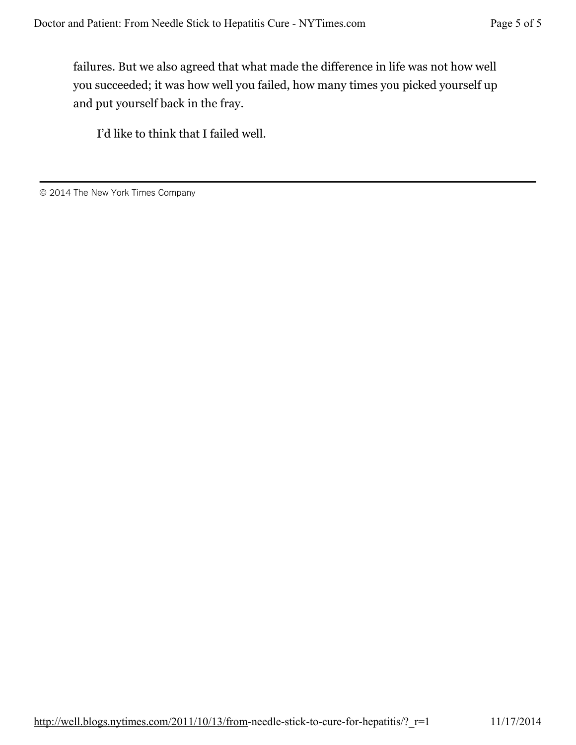failures. But we also agreed that what made the difference in life was not how well you succeeded; it was how well you failed, how many times you picked yourself up and put yourself back in the fray.

I’d like to think that I failed well.

---

© 2014 The New York Times Company